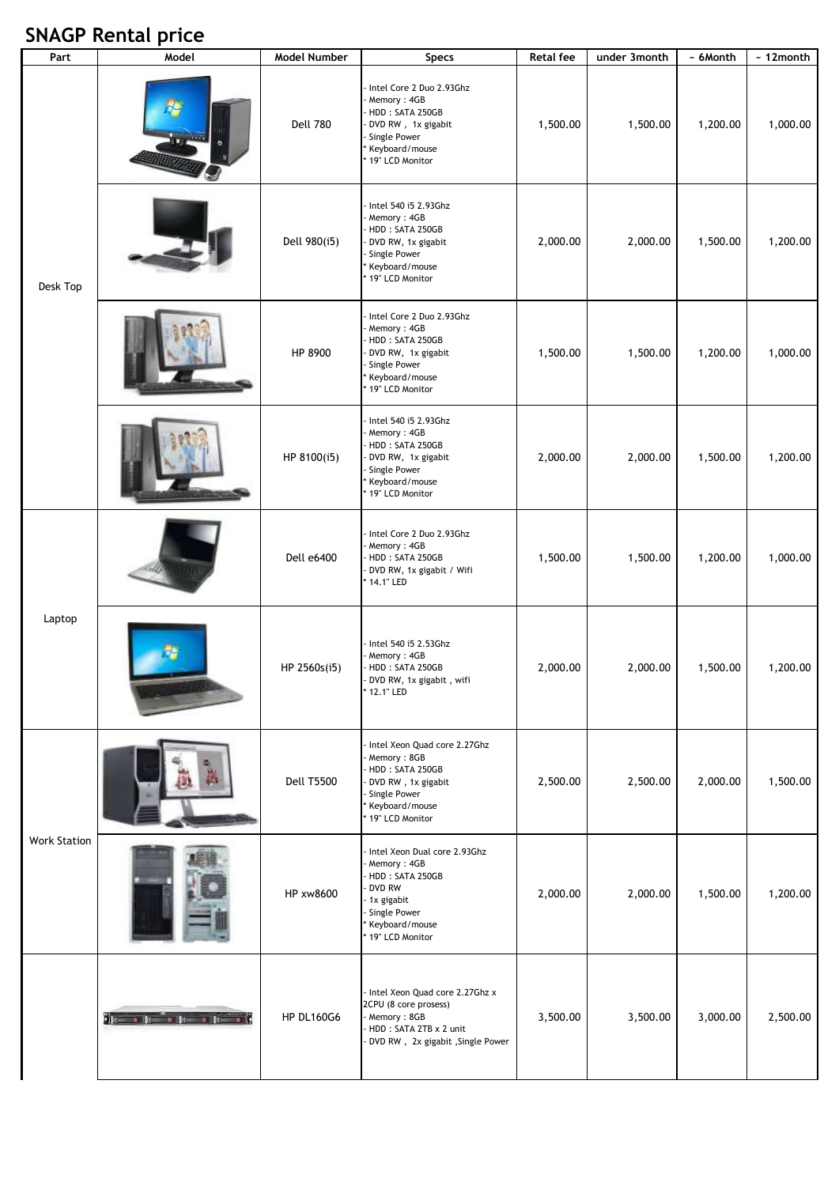# SNAGP Rental price

| Part | Model | Model Number | Specs | Retal fee | under 3month | ~ 6Month | ~ 12month |
|---|---|---|---|---|---|---|---|
| Desk Top | | Dell 780 | - Intel Core 2 Duo 2.93Ghz<br>- Memory : 4GB<br>- HDD : SATA 250GB<br>- DVD RW , 1x gigabit<br>- Single Power<br>* Keyboard/mouse<br>* 19" LCD Monitor | 1,500.00 | 1,500.00 | 1,200.00 | 1,000.00 |
| | | Dell 980(i5) | - Intel 540 i5 2.93Ghz<br>- Memory : 4GB<br>- HDD : SATA 250GB<br>- DVD RW, 1x gigabit<br>- Single Power<br>* Keyboard/mouse<br>* 19" LCD Monitor | 2,000.00 | 2,000.00 | 1,500.00 | 1,200.00 |
| | | HP 8900 | - Intel Core 2 Duo 2.93Ghz<br>- Memory : 4GB<br>- HDD : SATA 250GB<br>- DVD RW, 1x gigabit<br>- Single Power<br>* Keyboard/mouse<br>* 19" LCD Monitor | 1,500.00 | 1,500.00 | 1,200.00 | 1,000.00 |
| | | HP 8100(i5) | - Intel 540 i5 2.93Ghz<br>- Memory : 4GB<br>- HDD : SATA 250GB<br>- DVD RW, 1x gigabit<br>- Single Power<br>* Keyboard/mouse<br>* 19" LCD Monitor | 2,000.00 | 2,000.00 | 1,500.00 | 1,200.00 |
| Laptop | | Dell e6400 | - Intel Core 2 Duo 2.93Ghz<br>- Memory : 4GB<br>- HDD : SATA 250GB<br>- DVD RW, 1x gigabit / Wifi<br>* 14.1" LED | 1,500.00 | 1,500.00 | 1,200.00 | 1,000.00 |
| | | HP 2560s(i5) | - Intel 540 i5 2.53Ghz<br>- Memory : 4GB<br>- HDD : SATA 250GB<br>- DVD RW, 1x gigabit , wifi<br>* 12.1" LED | 2,000.00 | 2,000.00 | 1,500.00 | 1,200.00 |
| Work Station | | Dell T5500 | - Intel Xeon Quad core 2.27Ghz<br>- Memory : 8GB<br>- HDD : SATA 250GB<br>- DVD RW , 1x gigabit<br>- Single Power<br>* Keyboard/mouse<br>* 19" LCD Monitor | 2,500.00 | 2,500.00 | 2,000.00 | 1,500.00 |
| | | HP xw8600 | - Intel Xeon Dual core 2.93Ghz<br>- Memory : 4GB<br>- HDD : SATA 250GB<br>- DVD RW<br>- 1x gigabit<br>- Single Power<br>* Keyboard/mouse<br>* 19" LCD Monitor | 2,000.00 | 2,000.00 | 1,500.00 | 1,200.00 |
| | | HP DL160G6 | - Intel Xeon Quad core 2.27Ghz x 2CPU (8 core prosess)<br>- Memory : 8GB<br>- HDD : SATA 2TB x 2 unit<br>- DVD RW , 2x gigabit ,Single Power | 3,500.00 | 3,500.00 | 3,000.00 | 2,500.00 |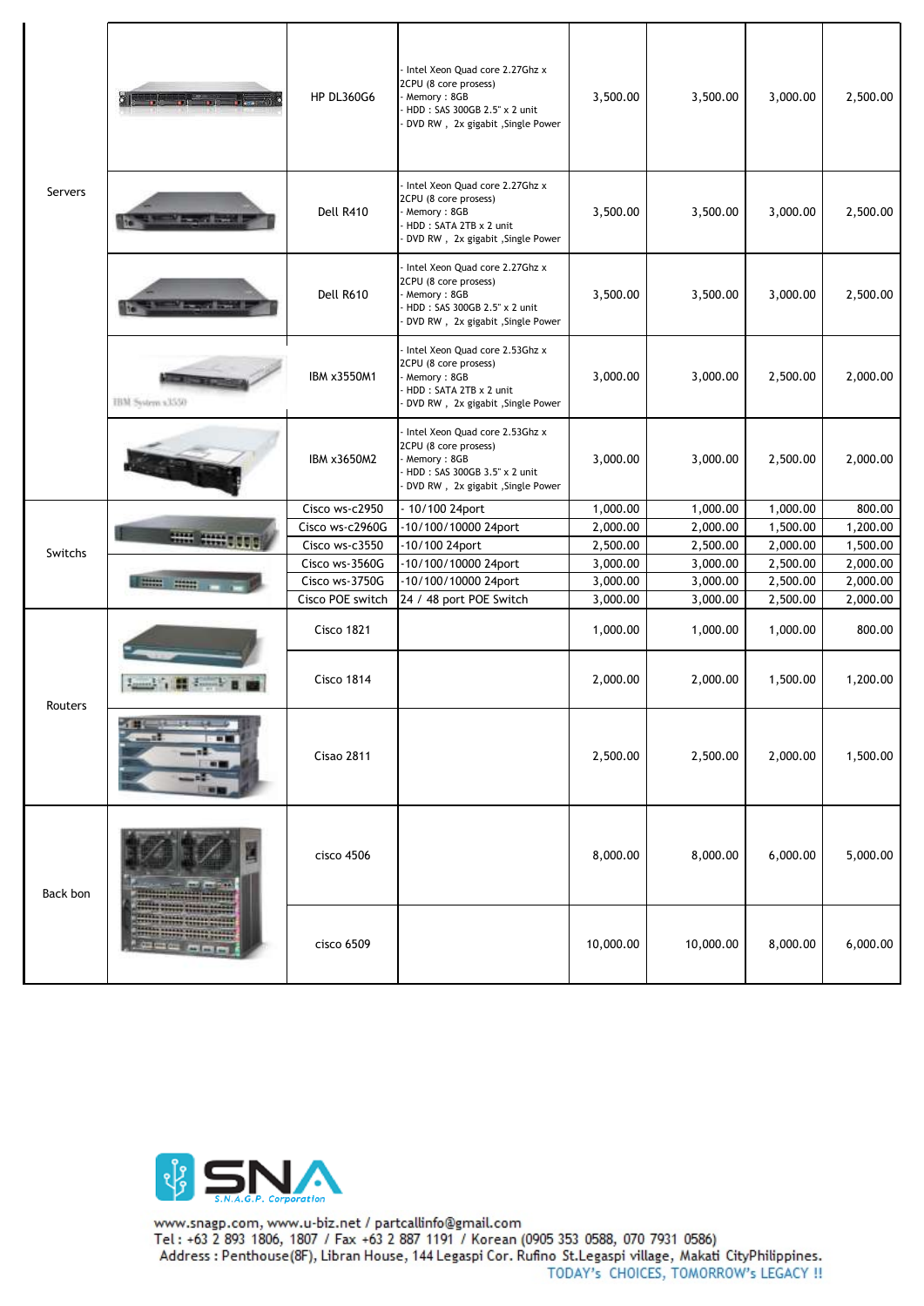| | | | | | | | |
|---|---|---|---|---|---|---|---|
| Servers | | HP DL360G6 | - Intel Xeon Quad core 2.27Ghz x 2CPU (8 core prosess)<br>- Memory : 8GB<br>- HDD : SAS 300GB 2.5" x 2 unit<br>- DVD RW , 2x gigabit ,Single Power | 3,500.00 | 3,500.00 | 3,000.00 | 2,500.00 |
| | | Dell R410 | - Intel Xeon Quad core 2.27Ghz x 2CPU (8 core prosess)<br>- Memory : 8GB<br>- HDD : SATA 2TB x 2 unit<br>- DVD RW , 2x gigabit ,Single Power | 3,500.00 | 3,500.00 | 3,000.00 | 2,500.00 |
| | | Dell R610 | - Intel Xeon Quad core 2.27Ghz x 2CPU (8 core prosess)<br>- Memory : 8GB<br>- HDD : SAS 300GB 2.5" x 2 unit<br>- DVD RW , 2x gigabit ,Single Power | 3,500.00 | 3,500.00 | 3,000.00 | 2,500.00 |
| | IBM System x3550 | IBM x3550M1 | - Intel Xeon Quad core 2.53Ghz x 2CPU (8 core prosess)<br>- Memory : 8GB<br>- HDD : SATA 2TB x 2 unit<br>- DVD RW , 2x gigabit ,Single Power | 3,000.00 | 3,000.00 | 2,500.00 | 2,000.00 |
| | | IBM x3650M2 | - Intel Xeon Quad core 2.53Ghz x 2CPU (8 core prosess)<br>- Memory : 8GB<br>- HDD : SAS 300GB 3.5" x 2 unit<br>- DVD RW , 2x gigabit ,Single Power | 3,000.00 | 3,000.00 | 2,500.00 | 2,000.00 |
| Switchs | | Cisco ws-c2950 | - 10/100 24port | 1,000.00 | 1,000.00 | 1,000.00 | 800.00 |
| | | Cisco ws-c2960G | -10/100/10000 24port | 2,000.00 | 2,000.00 | 1,500.00 | 1,200.00 |
| | | Cisco ws-c3550 | -10/100 24port | 2,500.00 | 2,500.00 | 2,000.00 | 1,500.00 |
| | | Cisco ws-3560G | -10/100/10000 24port | 3,000.00 | 3,000.00 | 2,500.00 | 2,000.00 |
| | | Cisco ws-3750G | -10/100/10000 24port | 3,000.00 | 3,000.00 | 2,500.00 | 2,000.00 |
| | | Cisco POE switch | 24 / 48 port POE Switch | 3,000.00 | 3,000.00 | 2,500.00 | 2,000.00 |
| Routers | | Cisco 1821 | | 1,000.00 | 1,000.00 | 1,000.00 | 800.00 |
| | | Cisco 1814 | | 2,000.00 | 2,000.00 | 1,500.00 | 1,200.00 |
| | | Cisao 2811 | | 2,500.00 | 2,500.00 | 2,000.00 | 1,500.00 |
| Back bon | | cisco 4506 | | 8,000.00 | 8,000.00 | 6,000.00 | 5,000.00 |
| | | cisco 6509 | | 10,000.00 | 10,000.00 | 8,000.00 | 6,000.00 |

SNA
S.N.A.G.P. Corporation

www.snagp.com, www.u-biz.net / partcallinfo@gmail.com
Tel : +63 2 893 1806, 1807 / Fax +63 2 887 1191 / Korean (0905 353 0588, 070 7931 0586)
Address : Penthouse(8F), Libran House, 144 Legaspi Cor. Rufino St.Legaspi village, Makati CityPhilippines.
TODAY's CHOICES, TOMORROW's LEGACY !!